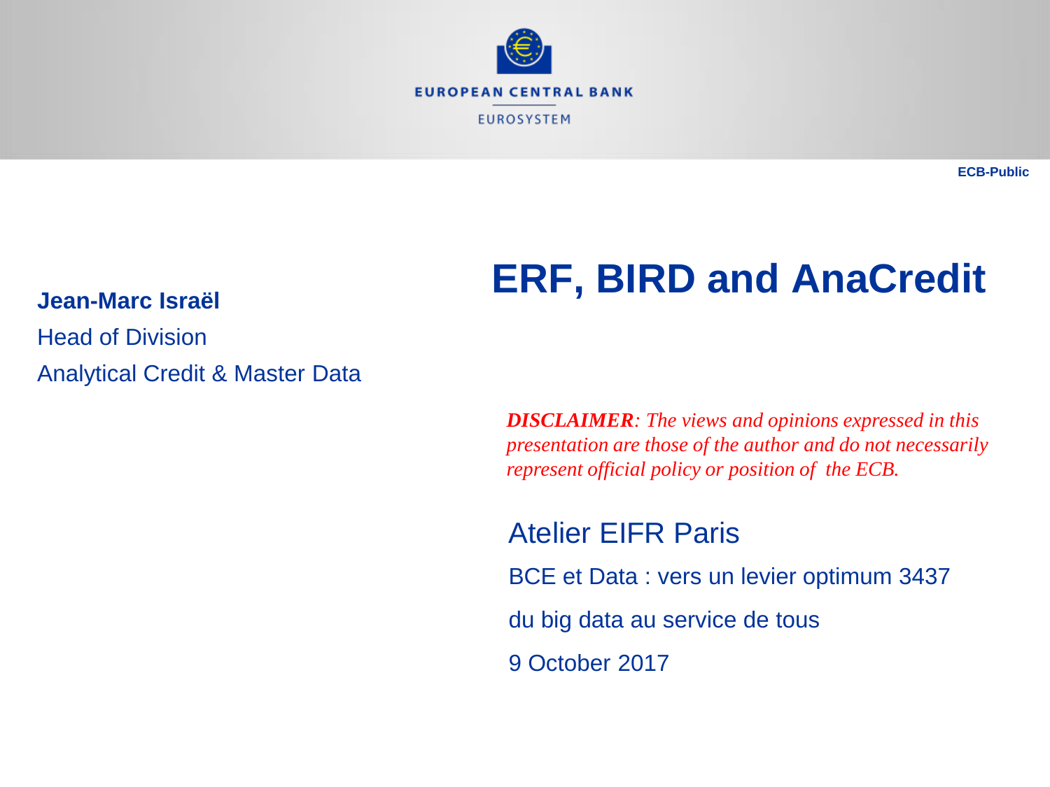EUROPEAN CENTRAL BANK

EUROSYSTEM

ECB-Public

# ERF, BIRD and AnaCredit

**Jean-Marc Israël**

Head of Division

Analytical Credit & Master Data

***DISCLAIMER**: The views and opinions expressed in this presentation are those of the author and do not necessarily represent official policy or position of the ECB.*

Atelier EIFR Paris

BCE et Data : vers un levier optimum 3437

du big data au service de tous

9 October 2017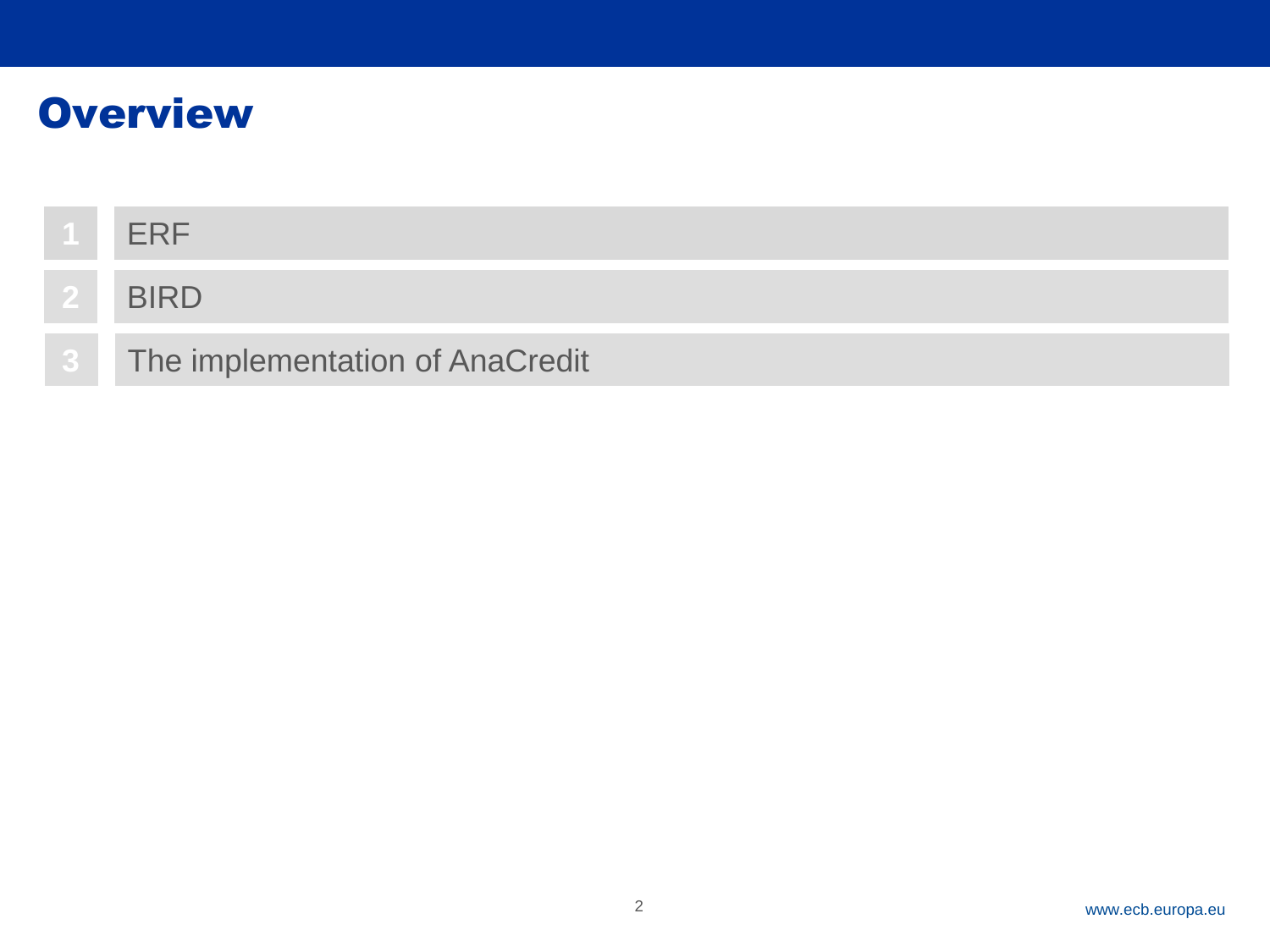# Overview

1. ERF
2. BIRD
3. The implementation of AnaCredit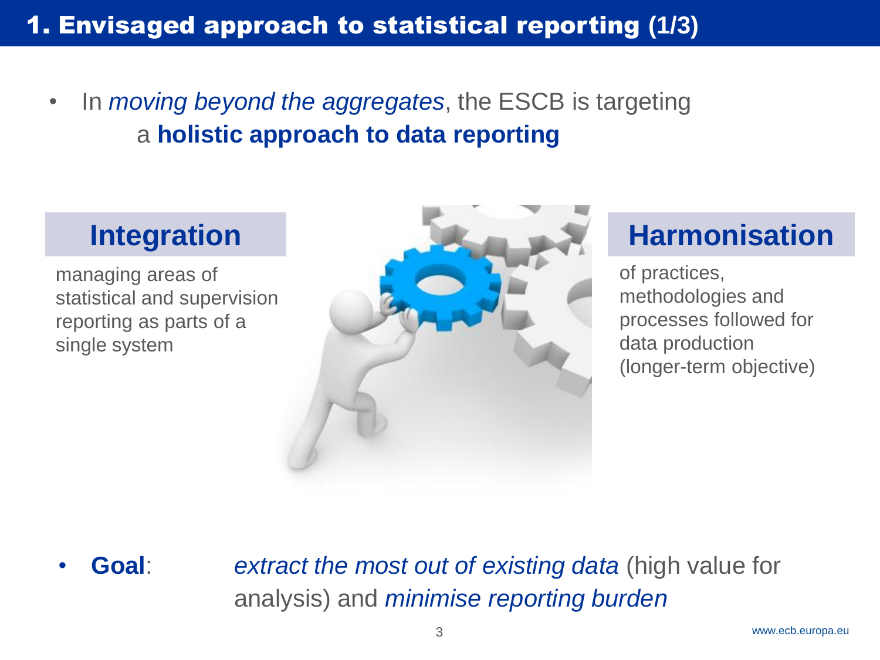# 1. Envisaged approach to statistical reporting (1/3)

- In *moving beyond the aggregates*, the ESCB is targeting a **holistic approach to data reporting**

## Integration

managing areas of statistical and supervision reporting as parts of a single system

## Harmonisation

of practices, methodologies and processes followed for data production (longer-term objective)

- **Goal**: *extract the most out of existing data* (high value for analysis) and *minimise reporting burden*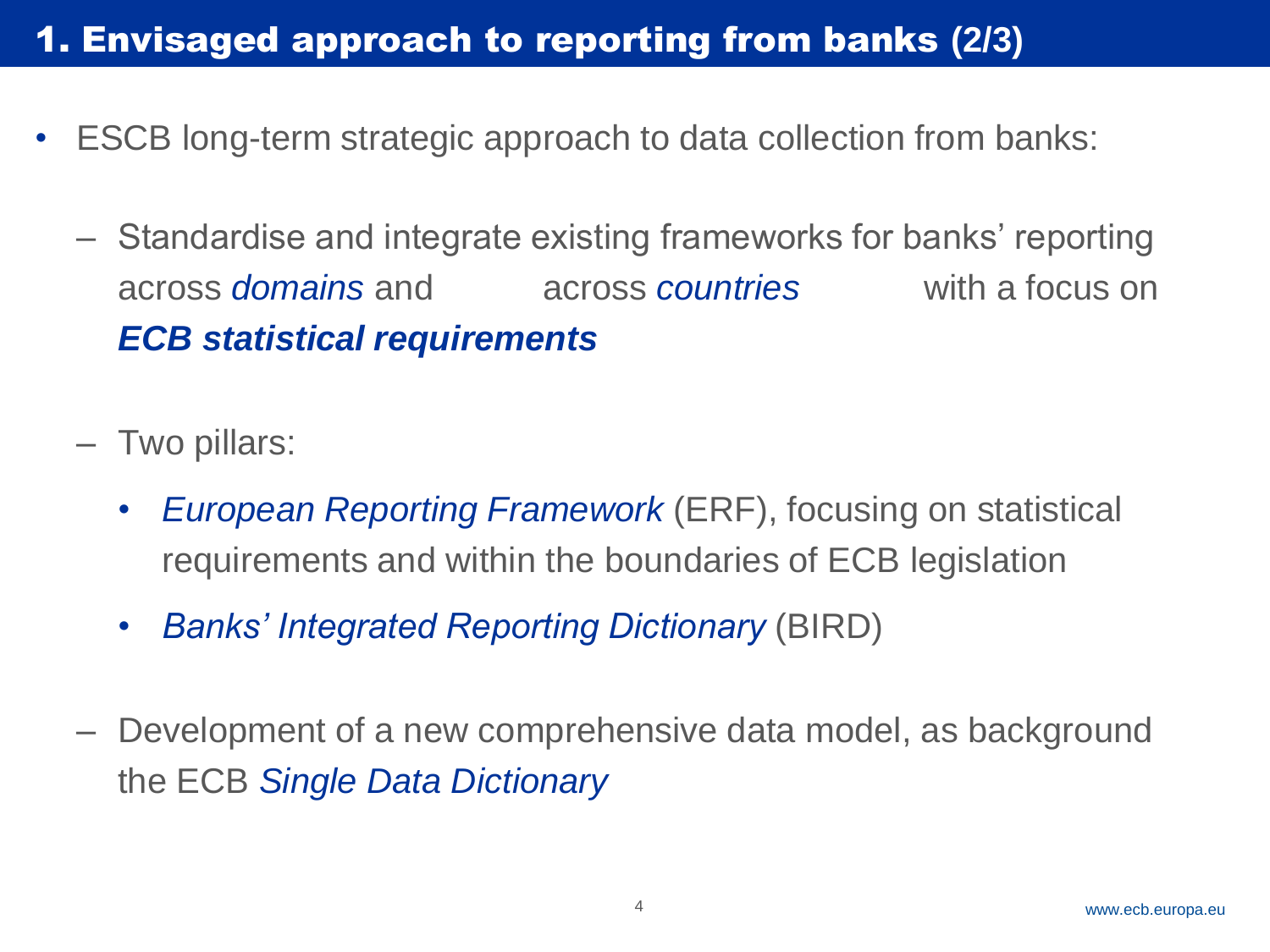# 1. Envisaged approach to reporting from banks (2/3)

- ESCB long-term strategic approach to data collection from banks:
  - Standardise and integrate existing frameworks for banks' reporting across *domains* and across *countries* with a focus on ***ECB statistical requirements***
  - Two pillars:
    - *European Reporting Framework* (ERF), focusing on statistical requirements and within the boundaries of ECB legislation
    - *Banks' Integrated Reporting Dictionary* (BIRD)
  - Development of a new comprehensive data model, as background the ECB *Single Data Dictionary*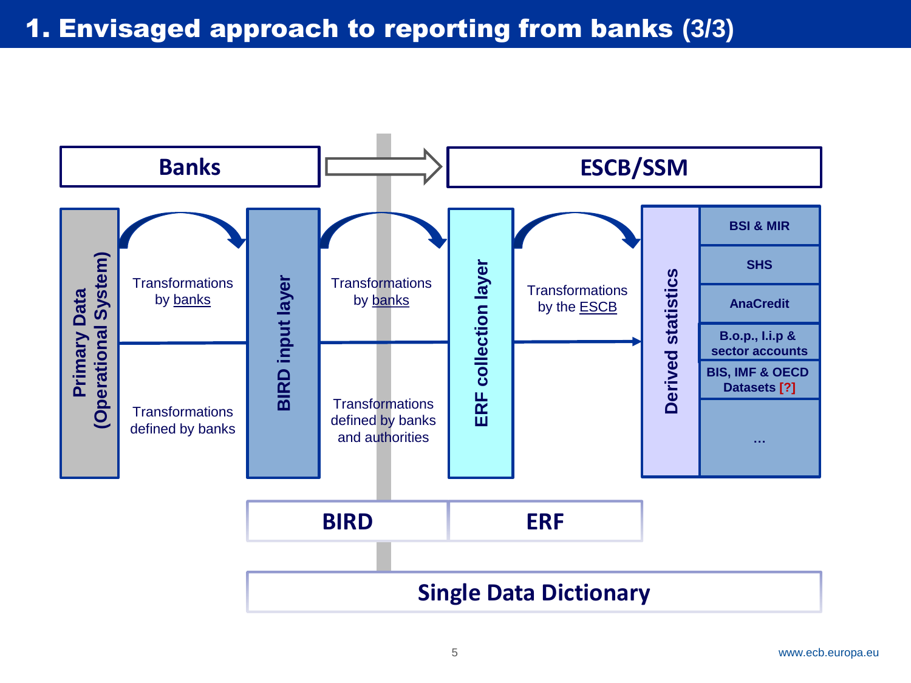# 1. Envisaged approach to reporting from banks (3/3)

**Banks** → **ESCB/SSM**

**Primary Data (Operational System)**

Transformations by banks

Transformations defined by banks

**BIRD input layer**

Transformations by banks

Transformations defined by banks and authorities

**ERF collection layer**

Transformations by the ESCB

**Derived statistics**

- **BSI & MIR**
- **SHS**
- **AnaCredit**
- **B.o.p., I.i.p & sector accounts**
- **BIS, IMF & OECD Datasets [?]**
- **…**

**BIRD** | **ERF**

**Single Data Dictionary**

www.ecb.europa.eu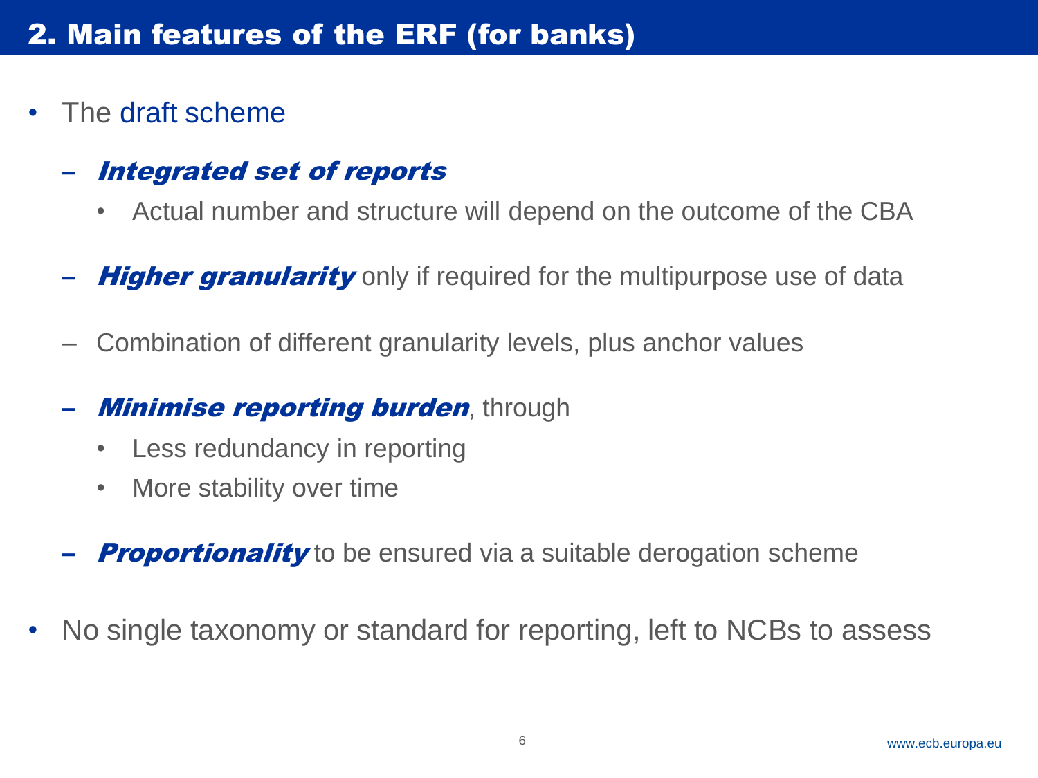## 2. Main features of the ERF (for banks)

- The draft scheme
  - ***Integrated set of reports***
    - Actual number and structure will depend on the outcome of the CBA
  - ***Higher granularity*** only if required for the multipurpose use of data
  - Combination of different granularity levels, plus anchor values
  - ***Minimise reporting burden***, through
    - Less redundancy in reporting
    - More stability over time
  - ***Proportionality*** to be ensured via a suitable derogation scheme
- No single taxonomy or standard for reporting, left to NCBs to assess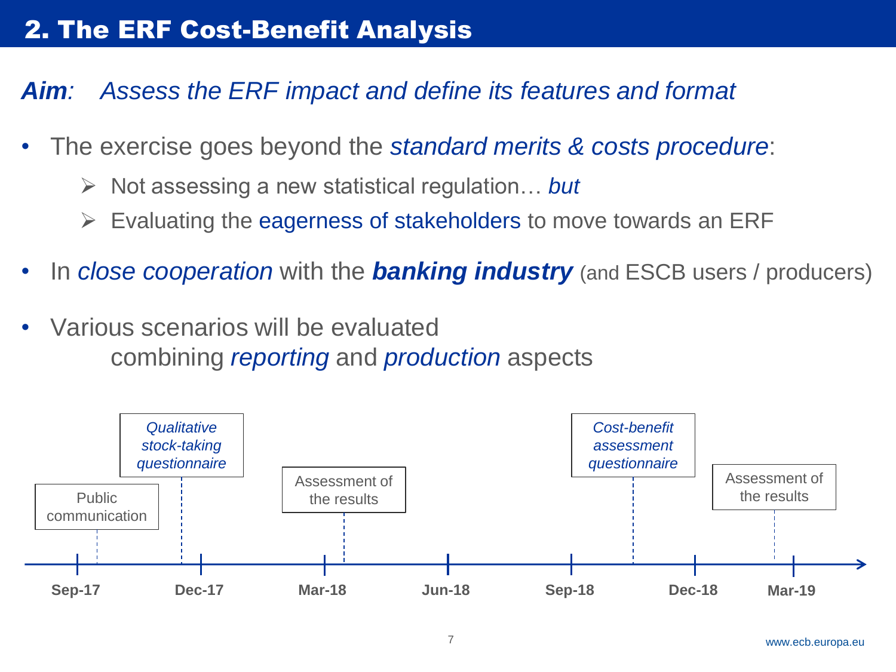# 2. The ERF Cost-Benefit Analysis

***Aim**: Assess the ERF impact and define its features and format*

- The exercise goes beyond the *standard merits & costs procedure*:
  - Not assessing a new statistical regulation… *but*
  - Evaluating the eagerness of stakeholders to move towards an ERF
- In *close cooperation* with the ***banking industry*** (and ESCB users / producers)
- Various scenarios will be evaluated combining *reporting* and *production* aspects

Timeline:

- Sep-17: Public communication
- Dec-17: *Qualitative stock-taking questionnaire*
- Mar-18: Assessment of the results
- Oct/Nov-18: *Cost-benefit assessment questionnaire*
- Feb/Mar-19: Assessment of the results

(Timeline axis: Sep-17, Dec-17, Mar-18, Jun-18, Sep-18, Dec-18, Mar-19)

www.ecb.europa.eu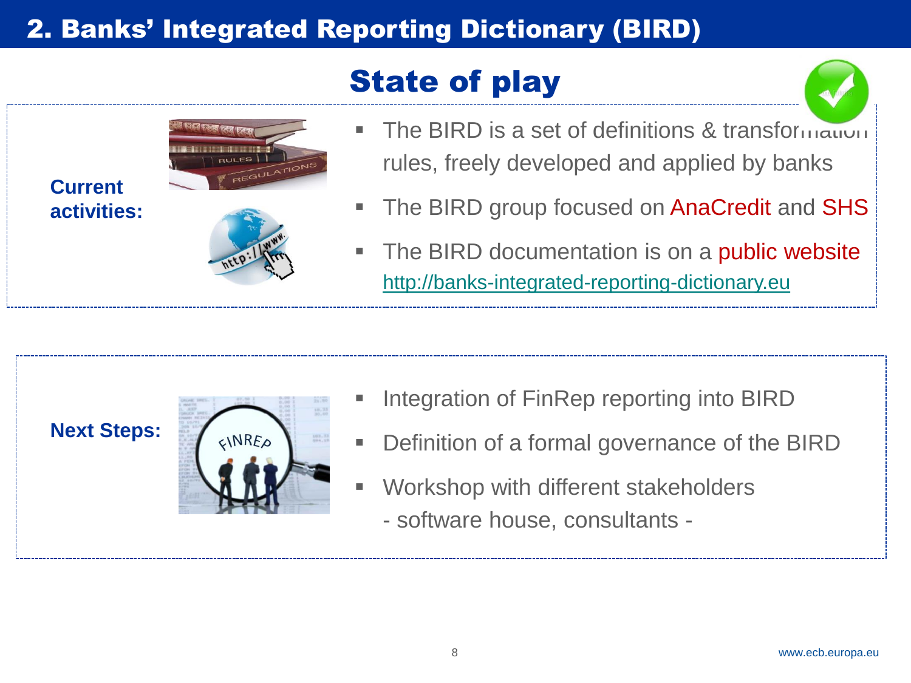## 2. Banks' Integrated Reporting Dictionary (BIRD)

### State of play

**Current activities:**

- The BIRD is a set of definitions & transformation rules, freely developed and applied by banks
- The BIRD group focused on AnaCredit and SHS
- The BIRD documentation is on a public website http://banks-integrated-reporting-dictionary.eu

**Next Steps:**

- Integration of FinRep reporting into BIRD
- Definition of a formal governance of the BIRD
- Workshop with different stakeholders
  - software house, consultants -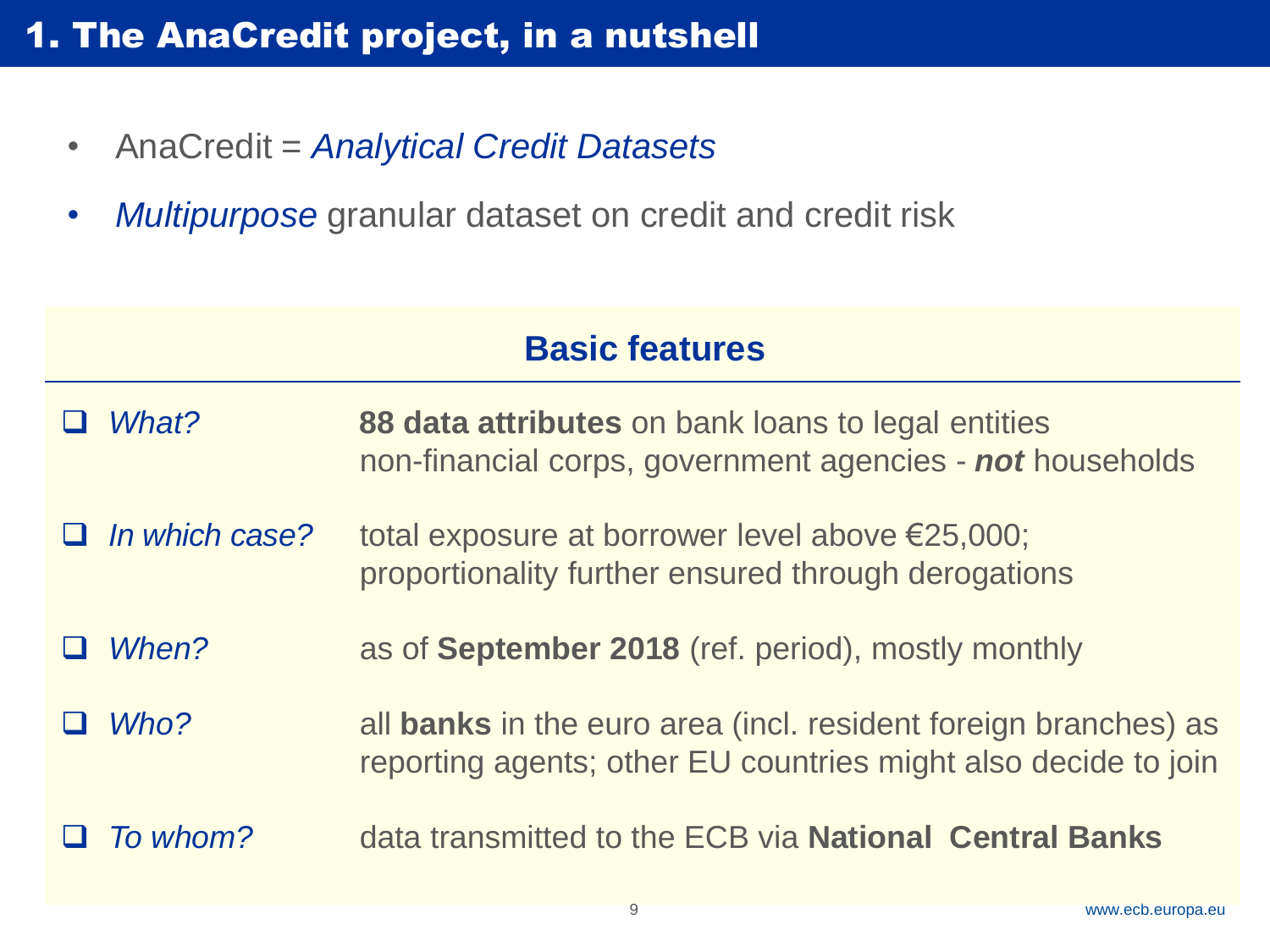# 1. The AnaCredit project, in a nutshell

- AnaCredit = *Analytical Credit Datasets*
- *Multipurpose* granular dataset on credit and credit risk

## Basic features

| | |
|---|---|
| *What?* | **88 data attributes** on bank loans to legal entities non-financial corps, government agencies - ***not*** households |
| *In which case?* | total exposure at borrower level above €25,000; proportionality further ensured through derogations |
| *When?* | as of **September 2018** (ref. period), mostly monthly |
| *Who?* | all **banks** in the euro area (incl. resident foreign branches) as reporting agents; other EU countries might also decide to join |
| *To whom?* | data transmitted to the ECB via **National Central Banks** |

www.ecb.europa.eu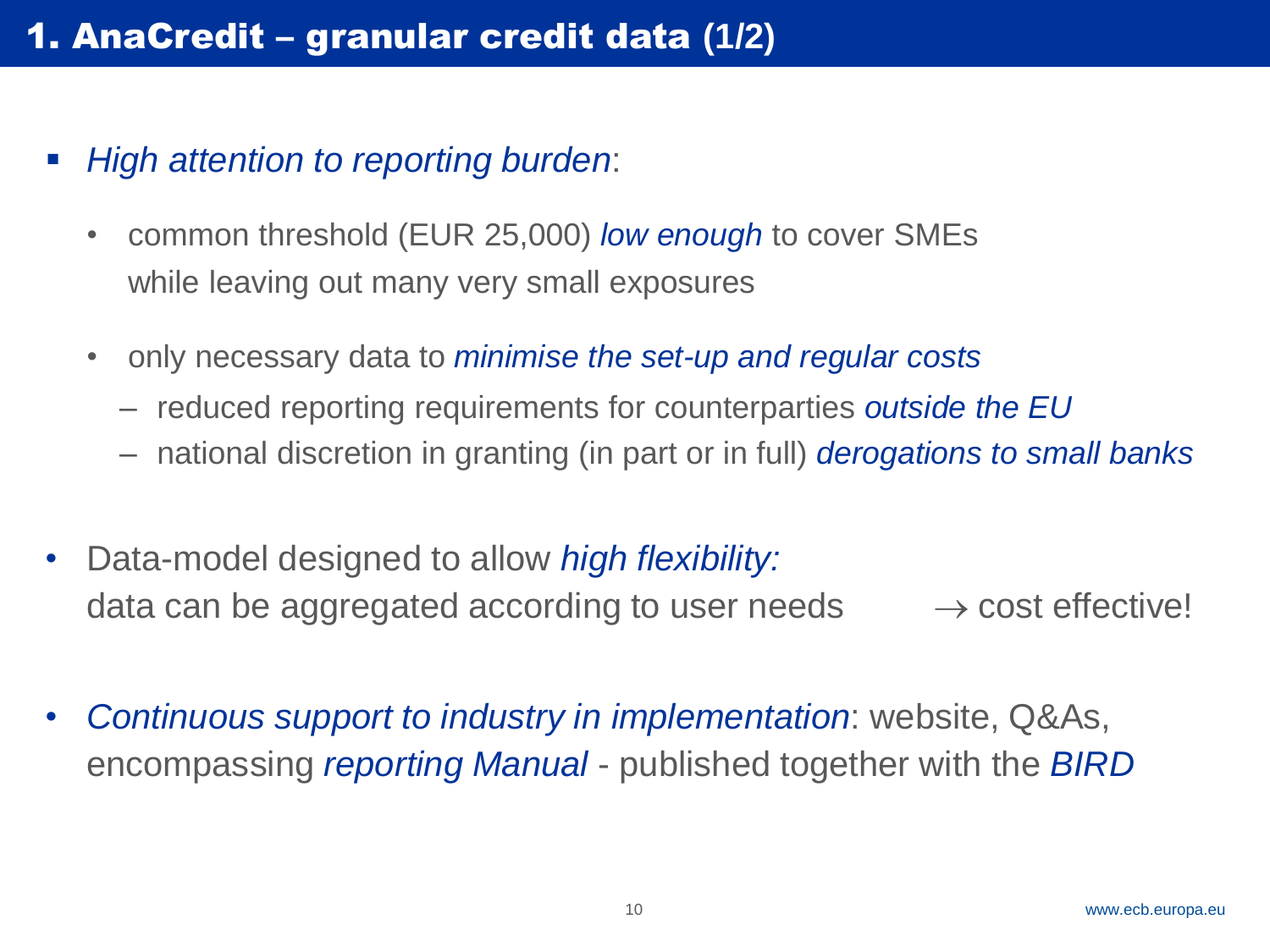# 1. AnaCredit – granular credit data (1/2)

- *High attention to reporting burden*:
  - common threshold (EUR 25,000) *low enough* to cover SMEs while leaving out many very small exposures
  - only necessary data to *minimise the set-up and regular costs*
    - reduced reporting requirements for counterparties *outside the EU*
    - national discretion in granting (in part or in full) *derogations to small banks*

- Data-model designed to allow *high flexibility:* data can be aggregated according to user needs → cost effective!

- *Continuous support to industry in implementation*: website, Q&As, encompassing *reporting Manual* - published together with the *BIRD*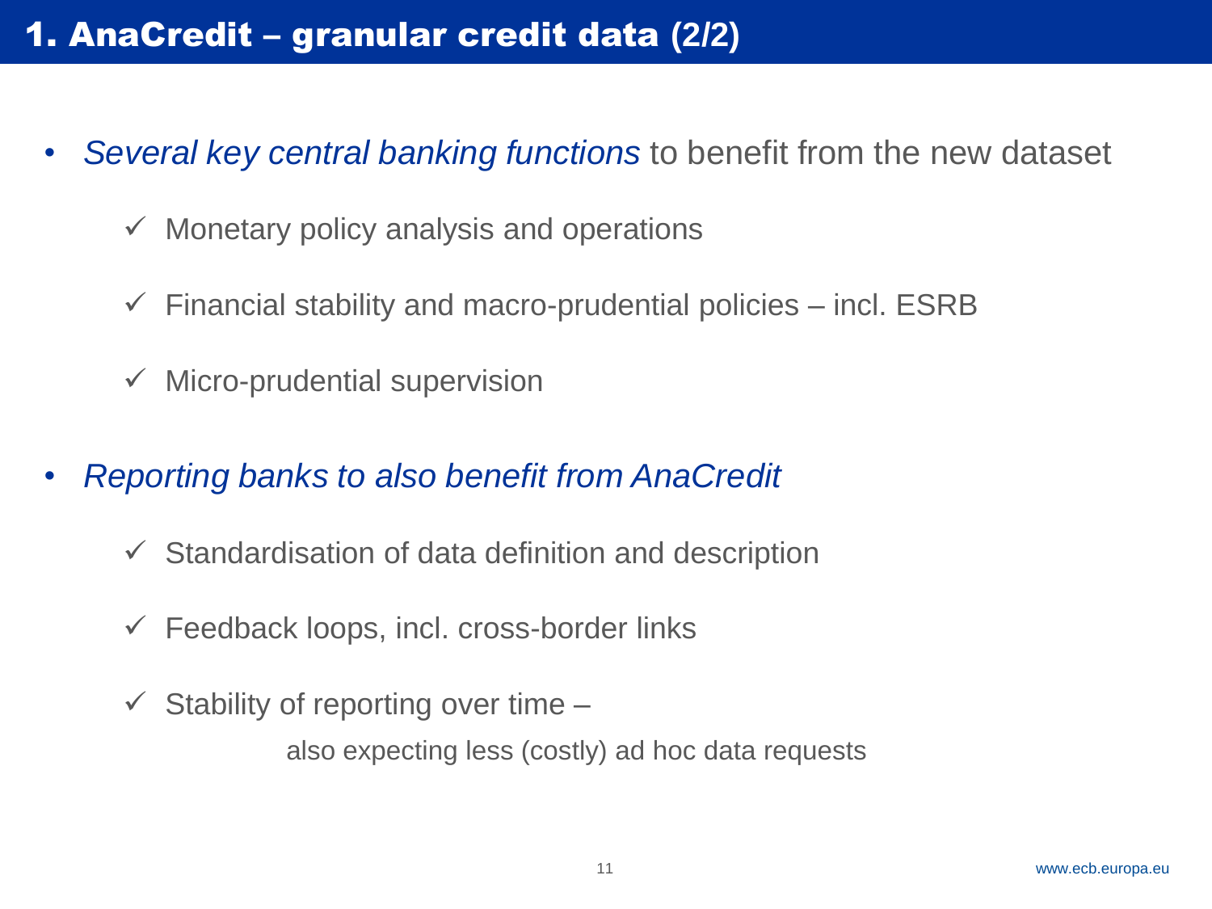# 1. AnaCredit – granular credit data (2/2)

- *Several key central banking functions* to benefit from the new dataset
  - ✓ Monetary policy analysis and operations
  - ✓ Financial stability and macro-prudential policies – incl. ESRB
  - ✓ Micro-prudential supervision

- *Reporting banks to also benefit from AnaCredit*
  - ✓ Standardisation of data definition and description
  - ✓ Feedback loops, incl. cross-border links
  - ✓ Stability of reporting over time –
    also expecting less (costly) ad hoc data requests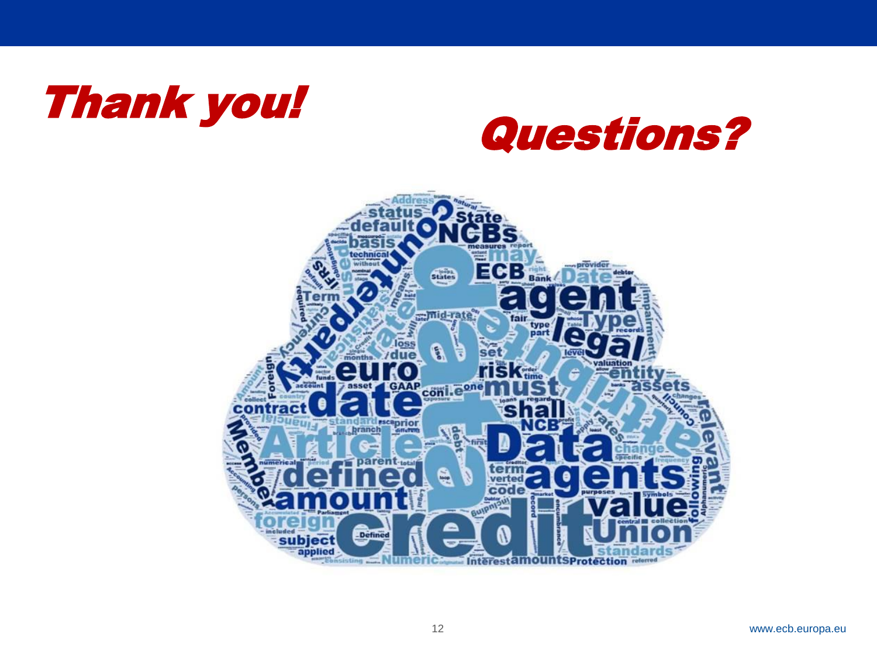# Thank you!

# Questions?